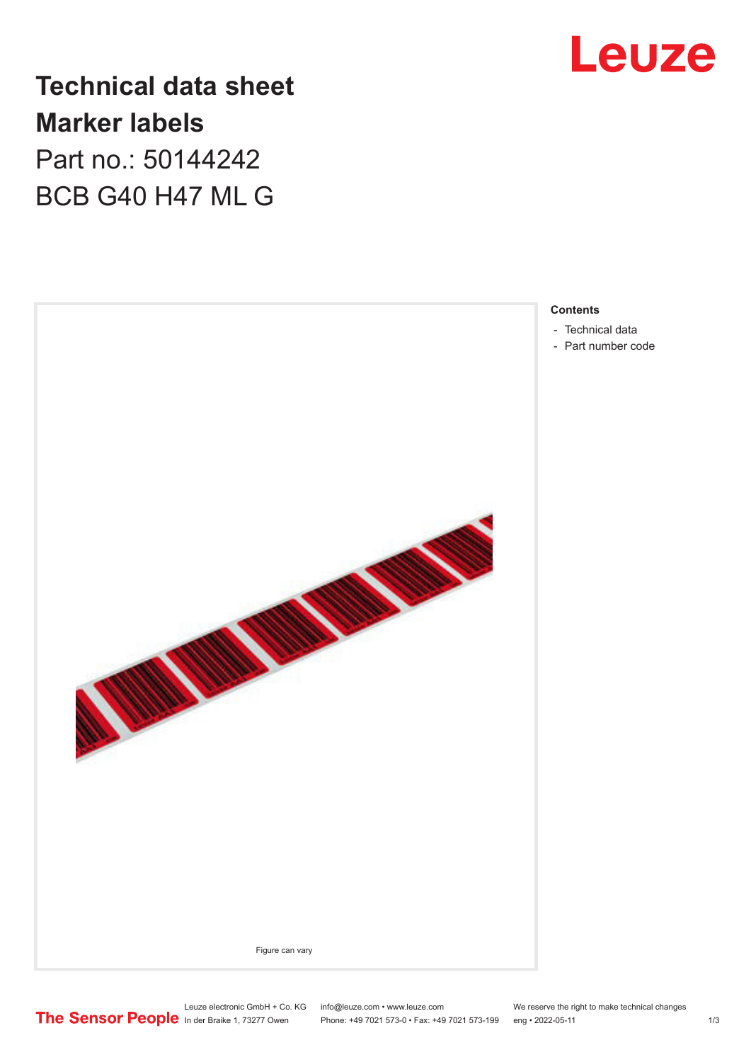# Technical data sheet

# Marker labels

## Part no.: 50144242

## BCB G40 H47 ML G

Figure can vary

**Contents**

- Technical data
- Part number code

Leuze electronic GmbH + Co. KG
In der Braike 1, 73277 Owen

info@leuze.com • www.leuze.com
Phone: +49 7021 573-0 • Fax: +49 7021 573-199

We reserve the right to make technical changes
eng • 2022-05-11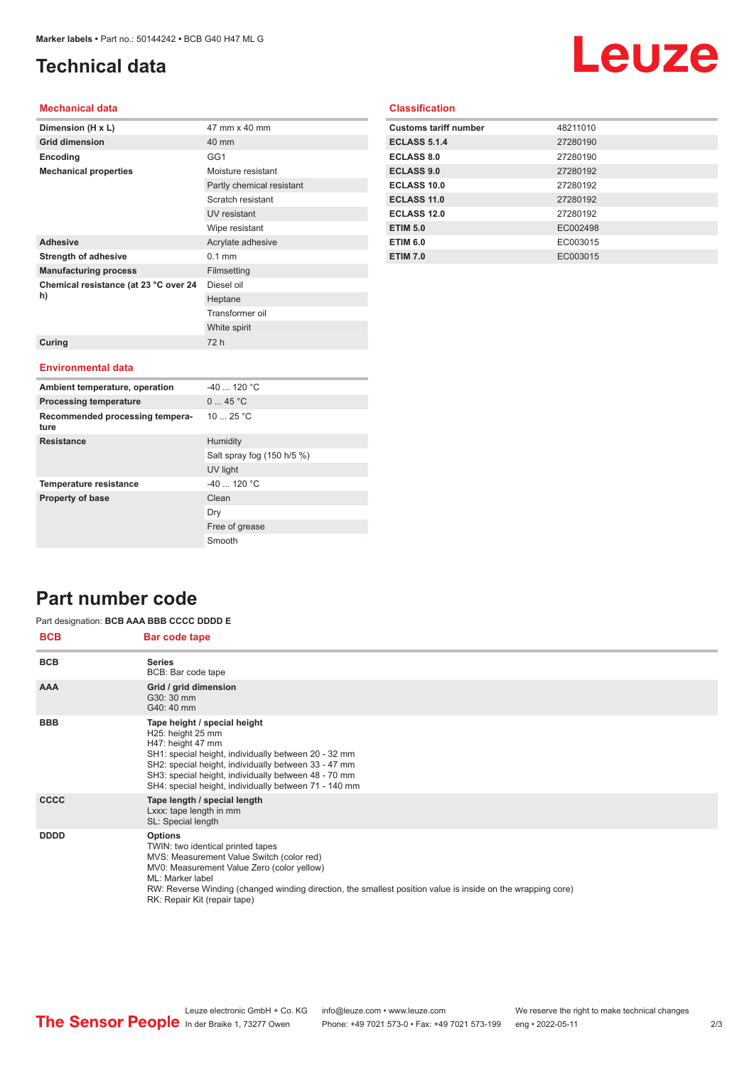# Technical data

## Mechanical data

| | |
|---|---|
| **Dimension (H x L)** | 47 mm x 40 mm |
| **Grid dimension** | 40 mm |
| **Encoding** | GG1 |
| **Mechanical properties** | Moisture resistant |
| | Partly chemical resistant |
| | Scratch resistant |
| | UV resistant |
| | Wipe resistant |
| **Adhesive** | Acrylate adhesive |
| **Strength of adhesive** | 0.1 mm |
| **Manufacturing process** | Filmsetting |
| **Chemical resistance (at 23 °C over 24 h)** | Diesel oil |
| | Heptane |
| | Transformer oil |
| | White spirit |
| **Curing** | 72 h |

## Environmental data

| | |
|---|---|
| **Ambient temperature, operation** | -40 ... 120 °C |
| **Processing temperature** | 0 ... 45 °C |
| **Recommended processing temperature** | 10 ... 25 °C |
| **Resistance** | Humidity |
| | Salt spray fog (150 h/5 %) |
| | UV light |
| **Temperature resistance** | -40 ... 120 °C |
| **Property of base** | Clean |
| | Dry |
| | Free of grease |
| | Smooth |

## Classification

| | |
|---|---|
| **Customs tariff number** | 48211010 |
| **ECLASS 5.1.4** | 27280190 |
| **ECLASS 8.0** | 27280190 |
| **ECLASS 9.0** | 27280192 |
| **ECLASS 10.0** | 27280192 |
| **ECLASS 11.0** | 27280192 |
| **ECLASS 12.0** | 27280192 |
| **ETIM 5.0** | EC002498 |
| **ETIM 6.0** | EC003015 |
| **ETIM 7.0** | EC003015 |

# Part number code

Part designation: **BCB AAA BBB CCCC DDDD E**

| BCB | Bar code tape |
|---|---|
| **BCB** | **Series**<br>BCB: Bar code tape |
| **AAA** | **Grid / grid dimension**<br>G30: 30 mm<br>G40: 40 mm |
| **BBB** | **Tape height / special height**<br>H25: height 25 mm<br>H47: height 47 mm<br>SH1: special height, individually between 20 - 32 mm<br>SH2: special height, individually between 33 - 47 mm<br>SH3: special height, individually between 48 - 70 mm<br>SH4: special height, individually between 71 - 140 mm |
| **CCCC** | **Tape length / special length**<br>Lxxx: tape length in mm<br>SL: Special length |
| **DDDD** | **Options**<br>TWIN: two identical printed tapes<br>MVS: Measurement Value Switch (color red)<br>MV0: Measurement Value Zero (color yellow)<br>ML: Marker label<br>RW: Reverse Winding (changed winding direction, the smallest position value is inside on the wrapping core)<br>RK: Repair Kit (repair tape) |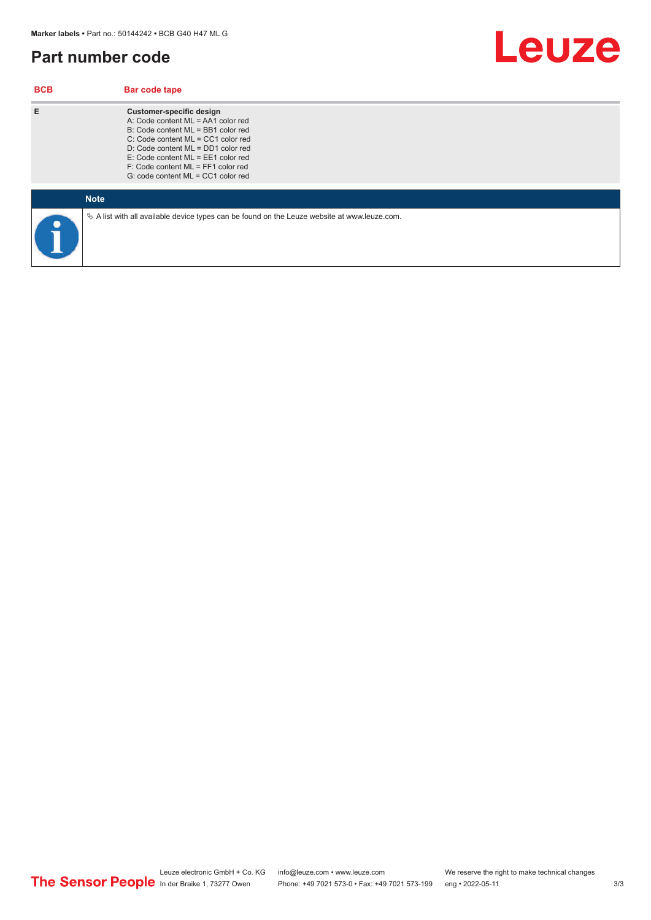# Part number code

| BCB | Bar code tape |
|---|---|
| E | **Customer-specific design**<br>A: Code content ML = AA1 color red<br>B: Code content ML = BB1 color red<br>C: Code content ML = CC1 color red<br>D: Code content ML = DD1 color red<br>E: Code content ML = EE1 color red<br>F: Code content ML = FF1 color red<br>G: code content ML = CC1 color red |

**Note**

↳ A list with all available device types can be found on the Leuze website at www.leuze.com.